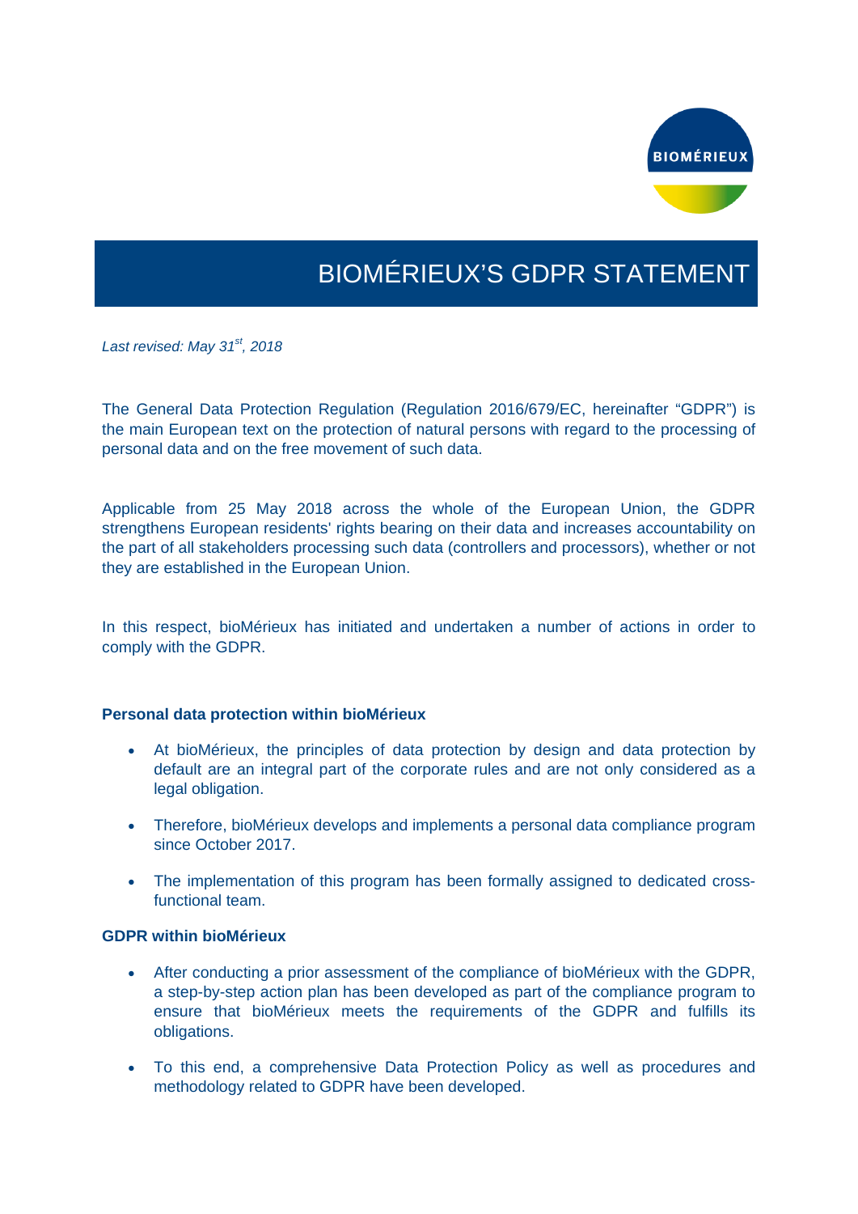# BIOMÉRIEUX'S GDPR STATEMENT

*Last revised: May 31st, 2018*

The General Data Protection Regulation (Regulation 2016/679/EC, hereinafter "GDPR") is the main European text on the protection of natural persons with regard to the processing of personal data and on the free movement of such data.

Applicable from 25 May 2018 across the whole of the European Union, the GDPR strengthens European residents' rights bearing on their data and increases accountability on the part of all stakeholders processing such data (controllers and processors), whether or not they are established in the European Union.

In this respect, bioMérieux has initiated and undertaken a number of actions in order to comply with the GDPR.

### Personal data protection within bioMérieux

- At bioMérieux, the principles of data protection by design and data protection by default are an integral part of the corporate rules and are not only considered as a legal obligation.
- Therefore, bioMérieux develops and implements a personal data compliance program since October 2017.
- The implementation of this program has been formally assigned to dedicated cross-functional team.

### GDPR within bioMérieux

- After conducting a prior assessment of the compliance of bioMérieux with the GDPR, a step-by-step action plan has been developed as part of the compliance program to ensure that bioMérieux meets the requirements of the GDPR and fulfills its obligations.
- To this end, a comprehensive Data Protection Policy as well as procedures and methodology related to GDPR have been developed.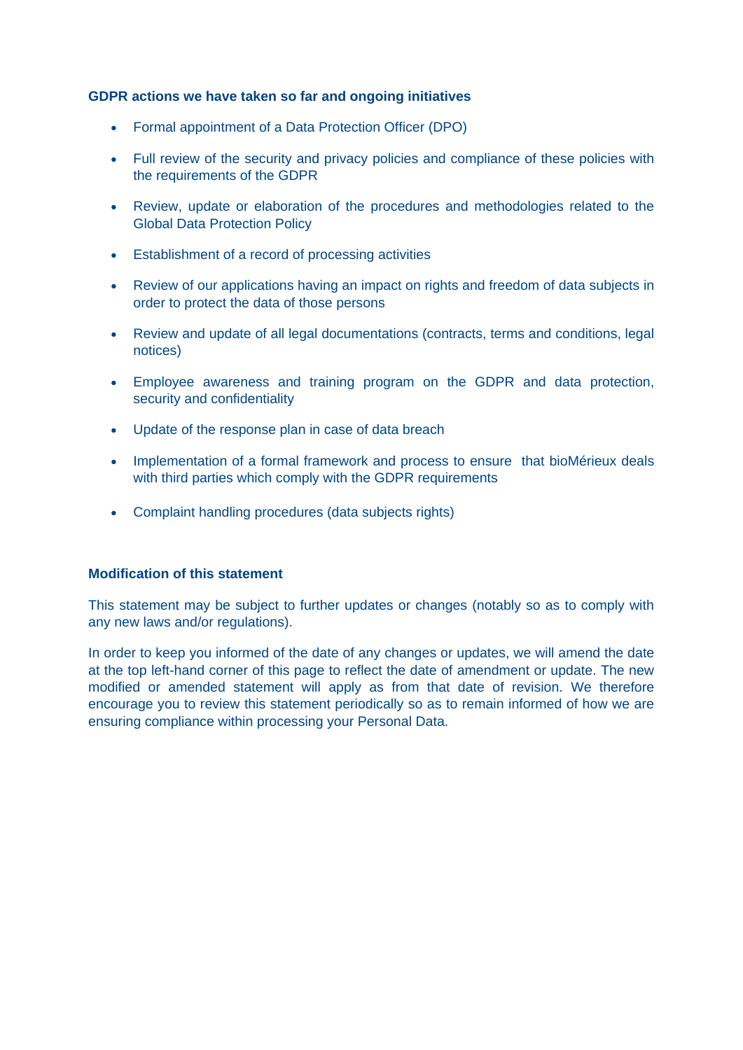### GDPR actions we have taken so far and ongoing initiatives

- Formal appointment of a Data Protection Officer (DPO)
- Full review of the security and privacy policies and compliance of these policies with the requirements of the GDPR
- Review, update or elaboration of the procedures and methodologies related to the Global Data Protection Policy
- Establishment of a record of processing activities
- Review of our applications having an impact on rights and freedom of data subjects in order to protect the data of those persons
- Review and update of all legal documentations (contracts, terms and conditions, legal notices)
- Employee awareness and training program on the GDPR and data protection, security and confidentiality
- Update of the response plan in case of data breach
- Implementation of a formal framework and process to ensure that bioMérieux deals with third parties which comply with the GDPR requirements
- Complaint handling procedures (data subjects rights)

### Modification of this statement

This statement may be subject to further updates or changes (notably so as to comply with any new laws and/or regulations).

In order to keep you informed of the date of any changes or updates, we will amend the date at the top left-hand corner of this page to reflect the date of amendment or update. The new modified or amended statement will apply as from that date of revision. We therefore encourage you to review this statement periodically so as to remain informed of how we are ensuring compliance within processing your Personal Data.